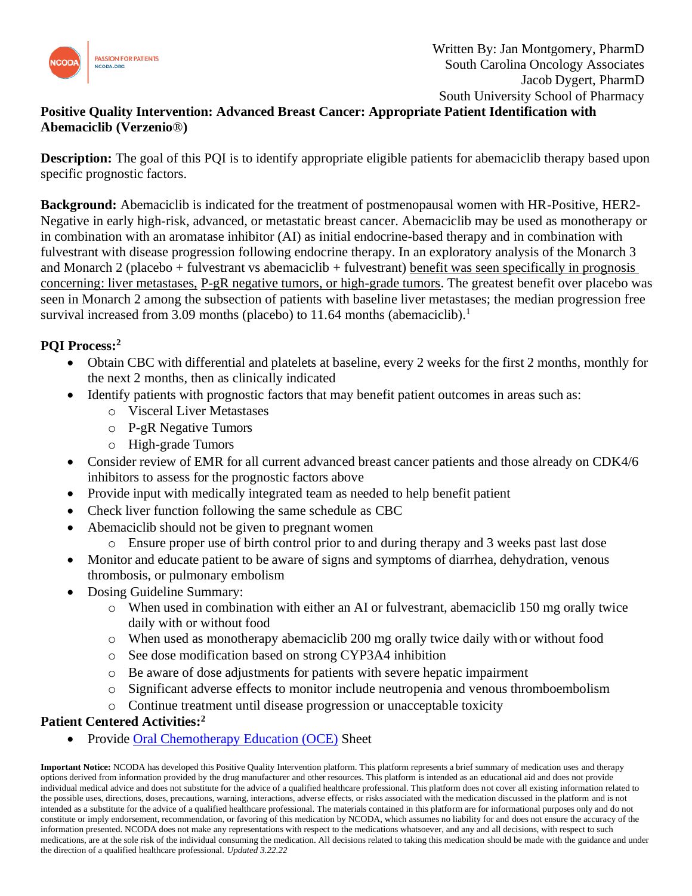NCODA PASSION FOR PATIENTS NCODA.ORG

Written By: Jan Montgomery, PharmD
South Carolina Oncology Associates
Jacob Dygert, PharmD
South University School of Pharmacy

**Positive Quality Intervention: Advanced Breast Cancer: Appropriate Patient Identification with Abemaciclib (Verzenio®)**

**Description:** The goal of this PQI is to identify appropriate eligible patients for abemaciclib therapy based upon specific prognostic factors.

**Background:** Abemaciclib is indicated for the treatment of postmenopausal women with HR-Positive, HER2-Negative in early high-risk, advanced, or metastatic breast cancer. Abemaciclib may be used as monotherapy or in combination with an aromatase inhibitor (AI) as initial endocrine-based therapy and in combination with fulvestrant with disease progression following endocrine therapy. In an exploratory analysis of the Monarch 3 and Monarch 2 (placebo + fulvestrant vs abemaciclib + fulvestrant) benefit was seen specifically in prognosis concerning: liver metastases, P-gR negative tumors, or high-grade tumors. The greatest benefit over placebo was seen in Monarch 2 among the subsection of patients with baseline liver metastases; the median progression free survival increased from 3.09 months (placebo) to 11.64 months (abemaciclib).[1]

**PQI Process:[2]**

- Obtain CBC with differential and platelets at baseline, every 2 weeks for the first 2 months, monthly for the next 2 months, then as clinically indicated
- Identify patients with prognostic factors that may benefit patient outcomes in areas such as:
  - Visceral Liver Metastases
  - P-gR Negative Tumors
  - High-grade Tumors
- Consider review of EMR for all current advanced breast cancer patients and those already on CDK4/6 inhibitors to assess for the prognostic factors above
- Provide input with medically integrated team as needed to help benefit patient
- Check liver function following the same schedule as CBC
- Abemaciclib should not be given to pregnant women
  - Ensure proper use of birth control prior to and during therapy and 3 weeks past last dose
- Monitor and educate patient to be aware of signs and symptoms of diarrhea, dehydration, venous thrombosis, or pulmonary embolism
- Dosing Guideline Summary:
  - When used in combination with either an AI or fulvestrant, abemaciclib 150 mg orally twice daily with or without food
  - When used as monotherapy abemaciclib 200 mg orally twice daily with or without food
  - See dose modification based on strong CYP3A4 inhibition
  - Be aware of dose adjustments for patients with severe hepatic impairment
  - Significant adverse effects to monitor include neutropenia and venous thromboembolism
  - Continue treatment until disease progression or unacceptable toxicity

**Patient Centered Activities:[2]**

- Provide Oral Chemotherapy Education (OCE) Sheet

**Important Notice:** NCODA has developed this Positive Quality Intervention platform. This platform represents a brief summary of medication uses and therapy options derived from information provided by the drug manufacturer and other resources. This platform is intended as an educational aid and does not provide individual medical advice and does not substitute for the advice of a qualified healthcare professional. This platform does not cover all existing information related to the possible uses, directions, doses, precautions, warning, interactions, adverse effects, or risks associated with the medication discussed in the platform and is not intended as a substitute for the advice of a qualified healthcare professional. The materials contained in this platform are for informational purposes only and do not constitute or imply endorsement, recommendation, or favoring of this medication by NCODA, which assumes no liability for and does not ensure the accuracy of the information presented. NCODA does not make any representations with respect to the medications whatsoever, and any and all decisions, with respect to such medications, are at the sole risk of the individual consuming the medication. All decisions related to taking this medication should be made with the guidance and under the direction of a qualified healthcare professional. *Updated 3.22.22*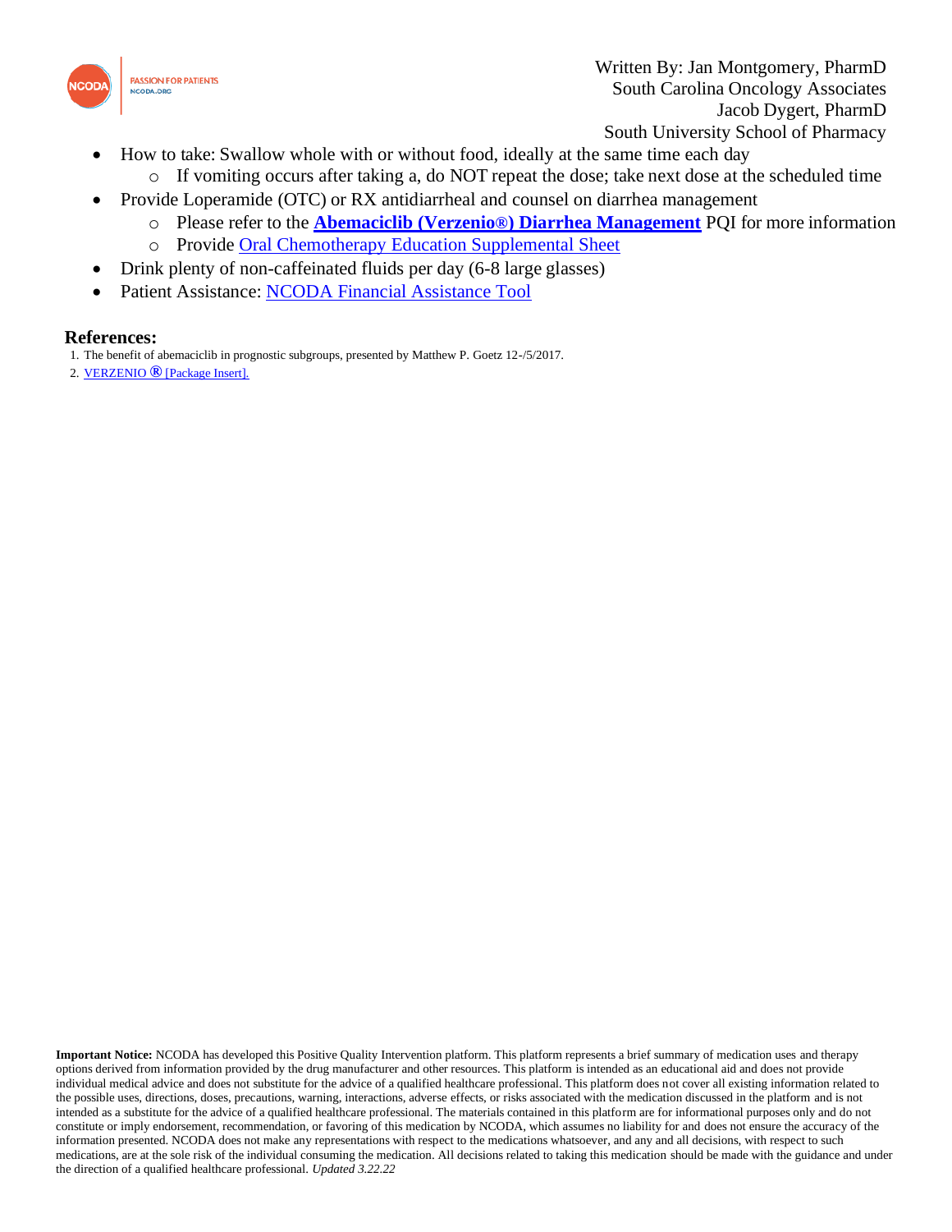Written By: Jan Montgomery, PharmD
South Carolina Oncology Associates
Jacob Dygert, PharmD
South University School of Pharmacy

- How to take: Swallow whole with or without food, ideally at the same time each day
  - If vomiting occurs after taking a, do NOT repeat the dose; take next dose at the scheduled time
- Provide Loperamide (OTC) or RX antidiarrheal and counsel on diarrhea management
  - Please refer to the **Abemaciclib (Verzenio®) Diarrhea Management** PQI for more information
  - Provide Oral Chemotherapy Education Supplemental Sheet
- Drink plenty of non-caffeinated fluids per day (6-8 large glasses)
- Patient Assistance: NCODA Financial Assistance Tool

## References:

1. The benefit of abemaciclib in prognostic subgroups, presented by Matthew P. Goetz 12-/5/2017.
2. VERZENIO ® [Package Insert].

**Important Notice:** NCODA has developed this Positive Quality Intervention platform. This platform represents a brief summary of medication uses and therapy options derived from information provided by the drug manufacturer and other resources. This platform is intended as an educational aid and does not provide individual medical advice and does not substitute for the advice of a qualified healthcare professional. This platform does not cover all existing information related to the possible uses, directions, doses, precautions, warning, interactions, adverse effects, or risks associated with the medication discussed in the platform and is not intended as a substitute for the advice of a qualified healthcare professional. The materials contained in this platform are for informational purposes only and do not constitute or imply endorsement, recommendation, or favoring of this medication by NCODA, which assumes no liability for and does not ensure the accuracy of the information presented. NCODA does not make any representations with respect to the medications whatsoever, and any and all decisions, with respect to such medications, are at the sole risk of the individual consuming the medication. All decisions related to taking this medication should be made with the guidance and under the direction of a qualified healthcare professional. *Updated 3.22.22*